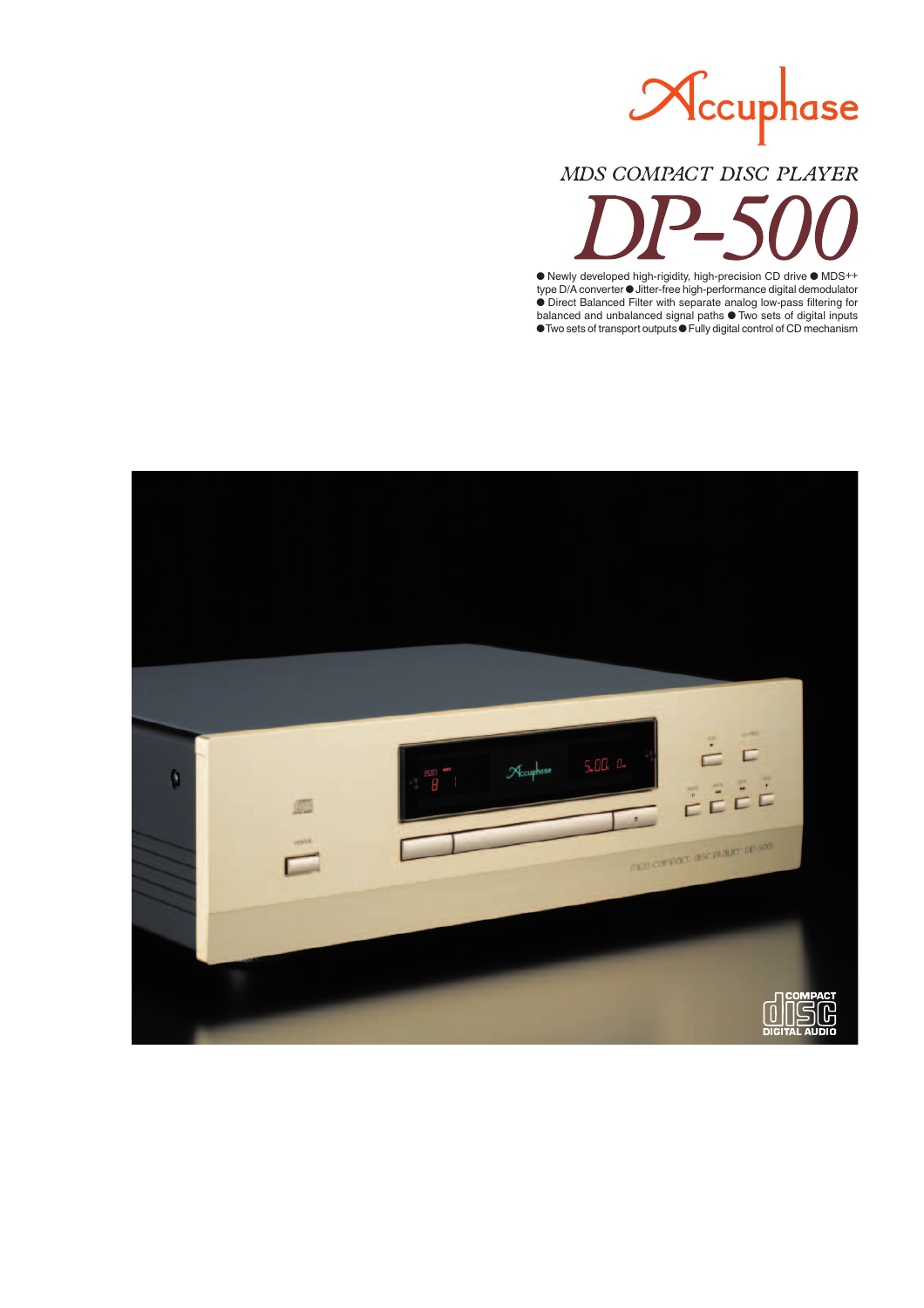Accuphase

## MDS COMPACT DISC PLAYER

# DP-500

● Newly developed high-rigidity, high-precision CD drive ● MDS++ type D/A converter ● Jitter-free high-performance digital demodulator ● Direct Balanced Filter with separate analog low-pass filtering for balanced and unbalanced signal paths ● Two sets of digital inputs ● Two sets of transport outputs ● Fully digital control of CD mechanism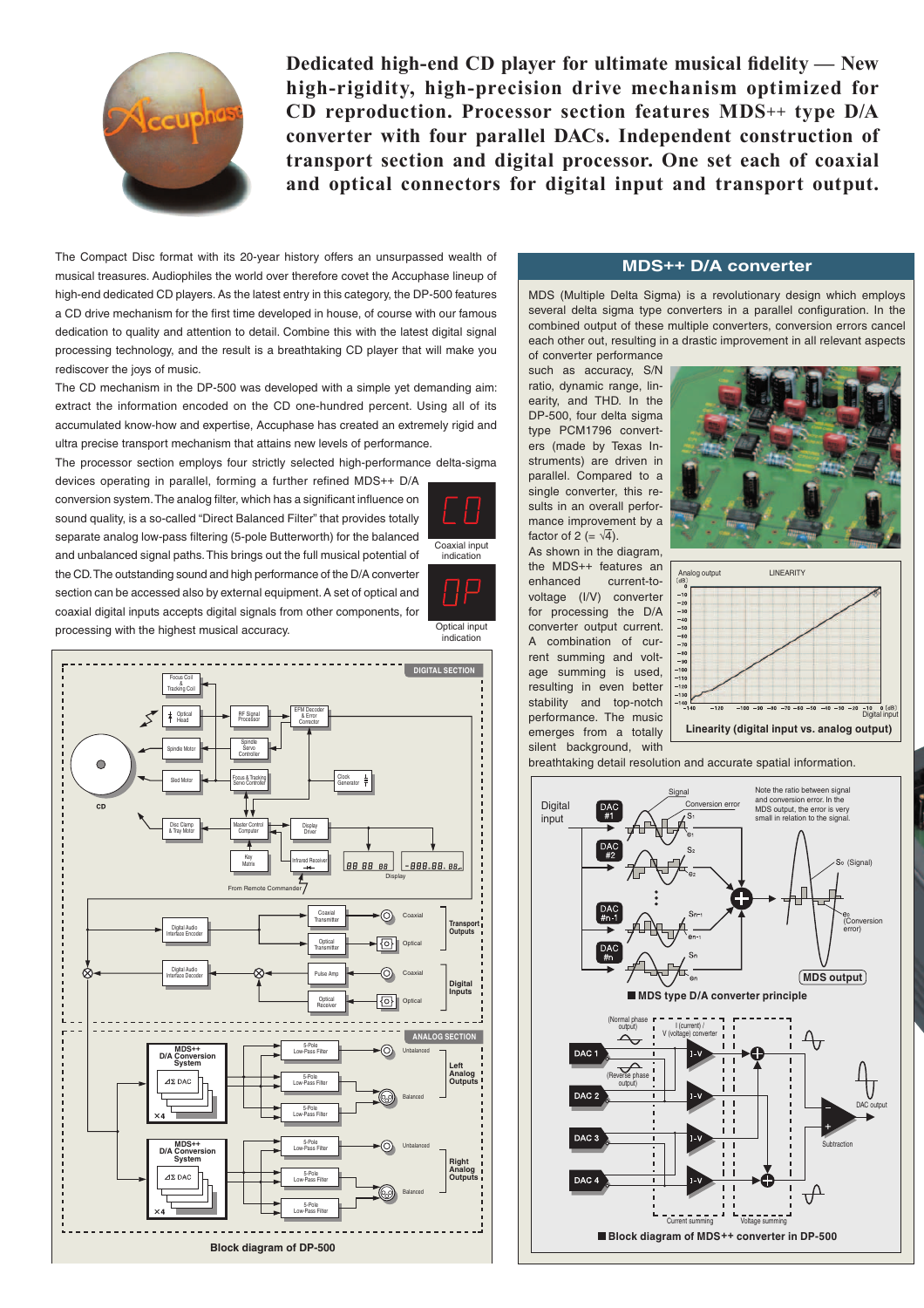**Dedicated high-end CD player for ultimate musical fidelity — New high-rigidity, high-precision drive mechanism optimized for CD reproduction. Processor section features MDS++ type D/A converter with four parallel DACs. Independent construction of transport section and digital processor. One set each of coaxial and optical connectors for digital input and transport output.**

The Compact Disc format with its 20-year history offers an unsurpassed wealth of musical treasures. Audiophiles the world over therefore covet the Accuphase lineup of high-end dedicated CD players. As the latest entry in this category, the DP-500 features a CD drive mechanism for the first time developed in house, of course with our famous dedication to quality and attention to detail. Combine this with the latest digital signal processing technology, and the result is a breathtaking CD player that will make you rediscover the joys of music.

The CD mechanism in the DP-500 was developed with a simple yet demanding aim: extract the information encoded on the CD one-hundred percent. Using all of its accumulated know-how and expertise, Accuphase has created an extremely rigid and ultra precise transport mechanism that attains new levels of performance.

The processor section employs four strictly selected high-performance delta-sigma devices operating in parallel, forming a further refined MDS++ D/A conversion system. The analog filter, which has a significant influence on sound quality, is a so-called "Direct Balanced Filter" that provides totally separate analog low-pass filtering (5-pole Butterworth) for the balanced and unbalanced signal paths. This brings out the full musical potential of the CD. The outstanding sound and high performance of the D/A converter section can be accessed also by external equipment. A set of optical and coaxial digital inputs accepts digital signals from other components, for processing with the highest musical accuracy.

Coaxial input indication

Optical input indication

Block diagram of DP-500

## MDS++ D/A converter

MDS (Multiple Delta Sigma) is a revolutionary design which employs several delta sigma type converters in a parallel configuration. In the combined output of these multiple converters, conversion errors cancel each other out, resulting in a drastic improvement in all relevant aspects of converter performance such as accuracy, S/N ratio, dynamic range, linearity, and THD. In the DP-500, four delta sigma type PCM1796 converters (made by Texas Instruments) are driven in parallel. Compared to a single converter, this results in an overall performance improvement by a factor of 2 (= $\sqrt{4}$).

As shown in the diagram, the MDS++ features an enhanced current-to-voltage (I/V) converter for processing the D/A converter output current. A combination of current summing and voltage summing is used, resulting in even better stability and top-notch performance. The music emerges from a totally silent background, with breathtaking detail resolution and accurate spatial information.

Linearity (digital input vs. analog output)

MDS type D/A converter principle

Block diagram of MDS++ converter in DP-500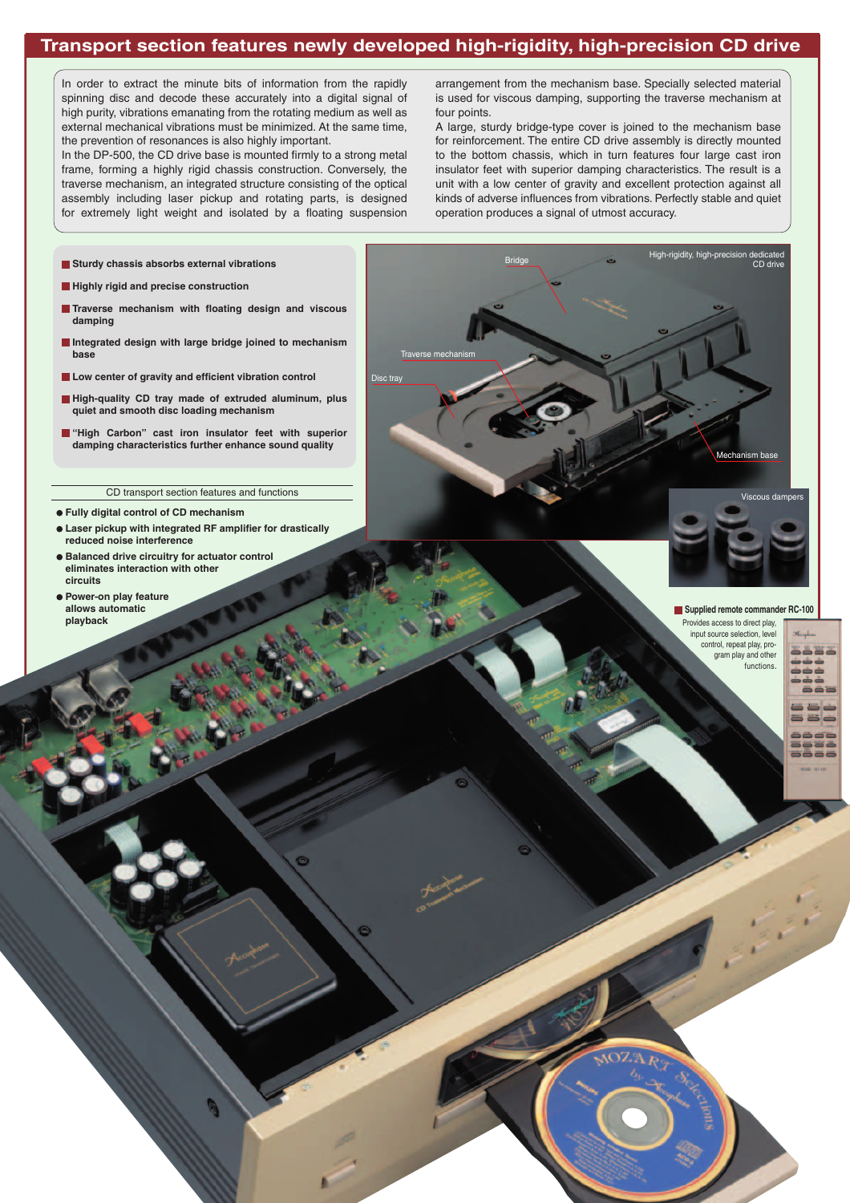# Transport section features newly developed high-rigidity, high-precision CD drive

In order to extract the minute bits of information from the rapidly spinning disc and decode these accurately into a digital signal of high purity, vibrations emanating from the rotating medium as well as external mechanical vibrations must be minimized. At the same time, the prevention of resonances is also highly important.

In the DP-500, the CD drive base is mounted firmly to a strong metal frame, forming a highly rigid chassis construction. Conversely, the traverse mechanism, an integrated structure consisting of the optical assembly including laser pickup and rotating parts, is designed for extremely light weight and isolated by a floating suspension arrangement from the mechanism base. Specially selected material is used for viscous damping, supporting the traverse mechanism at four points.

A large, sturdy bridge-type cover is joined to the mechanism base for reinforcement. The entire CD drive assembly is directly mounted to the bottom chassis, which in turn features four large cast iron insulator feet with superior damping characteristics. The result is a unit with a low center of gravity and excellent protection against all kinds of adverse influences from vibrations. Perfectly stable and quiet operation produces a signal of utmost accuracy.

- **Sturdy chassis absorbs external vibrations**
- **Highly rigid and precise construction**
- **Traverse mechanism with floating design and viscous damping**
- **Integrated design with large bridge joined to mechanism base**
- **Low center of gravity and efficient vibration control**
- **High-quality CD tray made of extruded aluminum, plus quiet and smooth disc loading mechanism**
- **"High Carbon" cast iron insulator feet with superior damping characteristics further enhance sound quality**

Bridge

High-rigidity, high-precision dedicated CD drive

Traverse mechanism

Disc tray

Mechanism base

Viscous dampers

CD transport section features and functions

- **Fully digital control of CD mechanism**
- **Laser pickup with integrated RF amplifier for drastically reduced noise interference**
- **Balanced drive circuitry for actuator control eliminates interaction with other circuits**
- **Power-on play feature allows automatic playback**

**Supplied remote commander RC-100**

Provides access to direct play, input source selection, level control, repeat play, program play and other functions.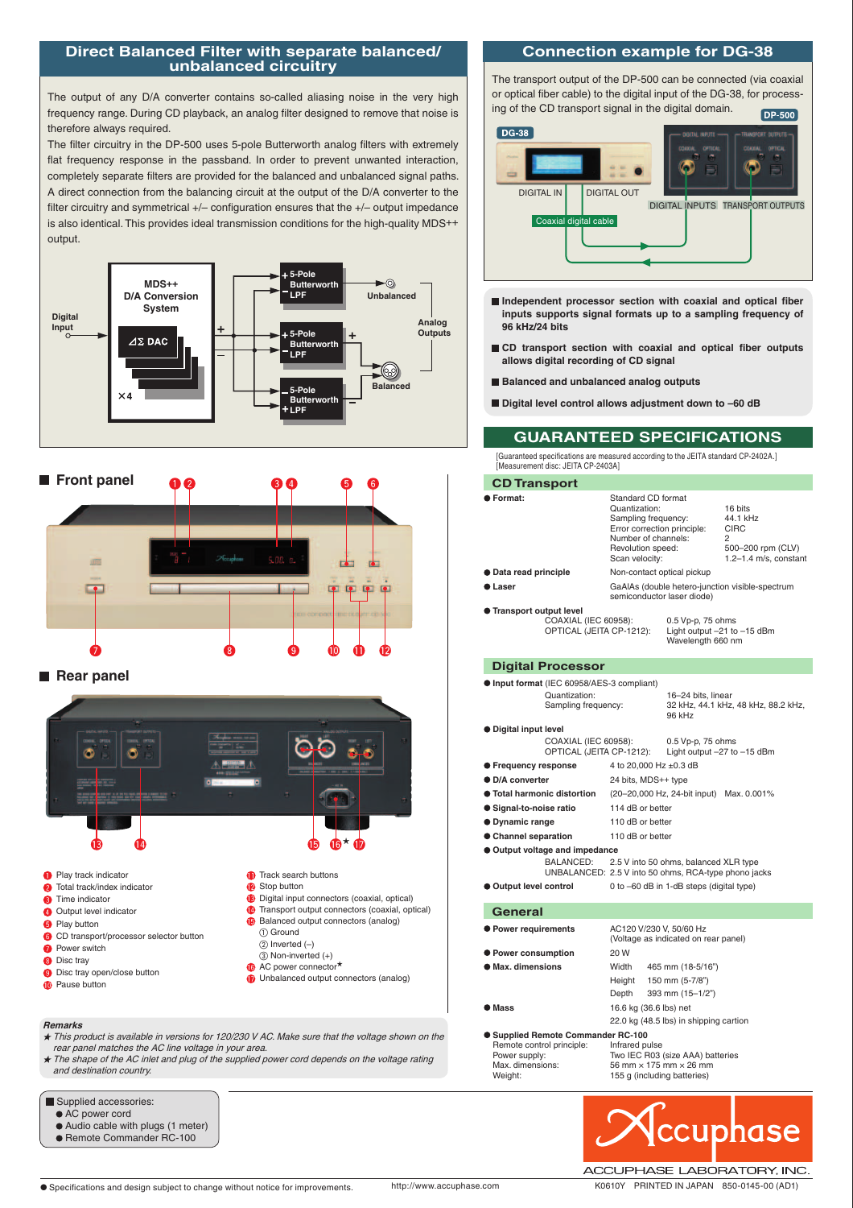## Direct Balanced Filter with separate balanced/unbalanced circuitry

The output of any D/A converter contains so-called aliasing noise in the very high frequency range. During CD playback, an analog filter designed to remove that noise is therefore always required.

The filter circuitry in the DP-500 uses 5-pole Butterworth analog filters with extremely flat frequency response in the passband. In order to prevent unwanted interaction, completely separate filters are provided for the balanced and unbalanced signal paths. A direct connection from the balancing circuit at the output of the D/A converter to the filter circuitry and symmetrical +/– configuration ensures that the +/– output impedance is also identical. This provides ideal transmission conditions for the high-quality MDS++ output.

Digital Input
MDS++ D/A Conversion System
ΔΣ DAC
×4
5-Pole Butterworth LPF
5-Pole Butterworth LPF
5-Pole Butterworth LPF
Unbalanced
Balanced
Analog Outputs

## Connection example for DG-38

The transport output of the DP-500 can be connected (via coaxial or optical fiber cable) to the digital input of the DG-38, for processing of the CD transport signal in the digital domain.

DG-38
DP-500
DIGITAL IN
DIGITAL OUT
DIGITAL INPUTS
TRANSPORT OUTPUTS
Coaxial digital cable

- **Independent processor section with coaxial and optical fiber inputs supports signal formats up to a sampling frequency of 96 kHz/24 bits**
- **CD transport section with coaxial and optical fiber outputs allows digital recording of CD signal**
- **Balanced and unbalanced analog outputs**
- **Digital level control allows adjustment down to –60 dB**

## Front panel

## Rear panel

1. Play track indicator
2. Total track/index indicator
3. Time indicator
4. Output level indicator
5. Play button
6. CD transport/processor selector button
7. Power switch
8. Disc tray
9. Disc tray open/close button
10. Pause button
11. Track search buttons
12. Stop button
13. Digital input connectors (coaxial, optical)
14. Transport output connectors (coaxial, optical)
15. Balanced output connectors (analog)
    ① Ground
    ② Inverted (–)
    ③ Non-inverted (+)
16. AC power connector★
17. Unbalanced output connectors (analog)

***Remarks***

*★ This product is available in versions for 120/230 V AC. Make sure that the voltage shown on the rear panel matches the AC line voltage in your area.*

*★ The shape of the AC inlet and plug of the supplied power cord depends on the voltage rating and destination country.*

**Supplied accessories:**
- AC power cord
- Audio cable with plugs (1 meter)
- Remote Commander RC-100

## GUARANTEED SPECIFICATIONS

[Guaranteed specifications are measured according to the JEITA standard CP-2402A.]
[Measurement disc: JEITA CP-2403A]

### CD Transport

| | | |
|---|---|---|
| **Format:** | Standard CD format | |
| | Quantization: | 16 bits |
| | Sampling frequency: | 44.1 kHz |
| | Error correction principle: | CIRC |
| | Number of channels: | 2 |
| | Revolution speed: | 500–200 rpm (CLV) |
| | Scan velocity: | 1.2–1.4 m/s, constant |
| **Data read principle** | Non-contact optical pickup | |
| **Laser** | GaAlAs (double hetero-junction visible-spectrum semiconductor laser diode) | |
| **Transport output level** | | |
| | COAXIAL (IEC 60958): | 0.5 Vp-p, 75 ohms |
| | OPTICAL (JEITA CP-1212): | Light output –21 to –15 dBm, Wavelength 660 nm |

### Digital Processor

| | | |
|---|---|---|
| **Input format** (IEC 60958/AES-3 compliant) | | |
| | Quantization: | 16–24 bits, linear |
| | Sampling frequency: | 32 kHz, 44.1 kHz, 48 kHz, 88.2 kHz, 96 kHz |
| **Digital input level** | | |
| | COAXIAL (IEC 60958): | 0.5 Vp-p, 75 ohms |
| | OPTICAL (JEITA CP-1212): | Light output –27 to –15 dBm |
| **Frequency response** | 4 to 20,000 Hz ±0.3 dB | |
| **D/A converter** | 24 bits, MDS++ type | |
| **Total harmonic distortion** | (20–20,000 Hz, 24-bit input) Max. 0.001% | |
| **Signal-to-noise ratio** | 114 dB or better | |
| **Dynamic range** | 110 dB or better | |
| **Channel separation** | 110 dB or better | |
| **Output voltage and impedance** | | |
| | BALANCED: | 2.5 V into 50 ohms, balanced XLR type |
| | UNBALANCED: | 2.5 V into 50 ohms, RCA-type phono jacks |
| **Output level control** | 0 to –60 dB in 1-dB steps (digital type) | |

### General

| | | |
|---|---|---|
| **Power requirements** | AC120 V/230 V, 50/60 Hz (Voltage as indicated on rear panel) | |
| **Power consumption** | 20 W | |
| **Max. dimensions** | Width | 465 mm (18-5/16") |
| | Height | 150 mm (5-7/8") |
| | Depth | 393 mm (15–1/2") |
| **Mass** | 16.6 kg (36.6 lbs) net | |
| | 22.0 kg (48.5 lbs) in shipping cartion | |
| **Supplied Remote Commander RC-100** | | |
| Remote control principle: | Infrared pulse | |
| Power supply: | Two IEC R03 (size AAA) batteries | |
| Max. dimensions: | 56 mm × 175 mm × 26 mm | |
| Weight: | 155 g (including batteries) | |

Accuphase
ACCUPHASE LABORATORY, INC.

- Specifications and design subject to change without notice for improvements.

http://www.accuphase.com

K0610Y PRINTED IN JAPAN 850-0145-00 (AD1)